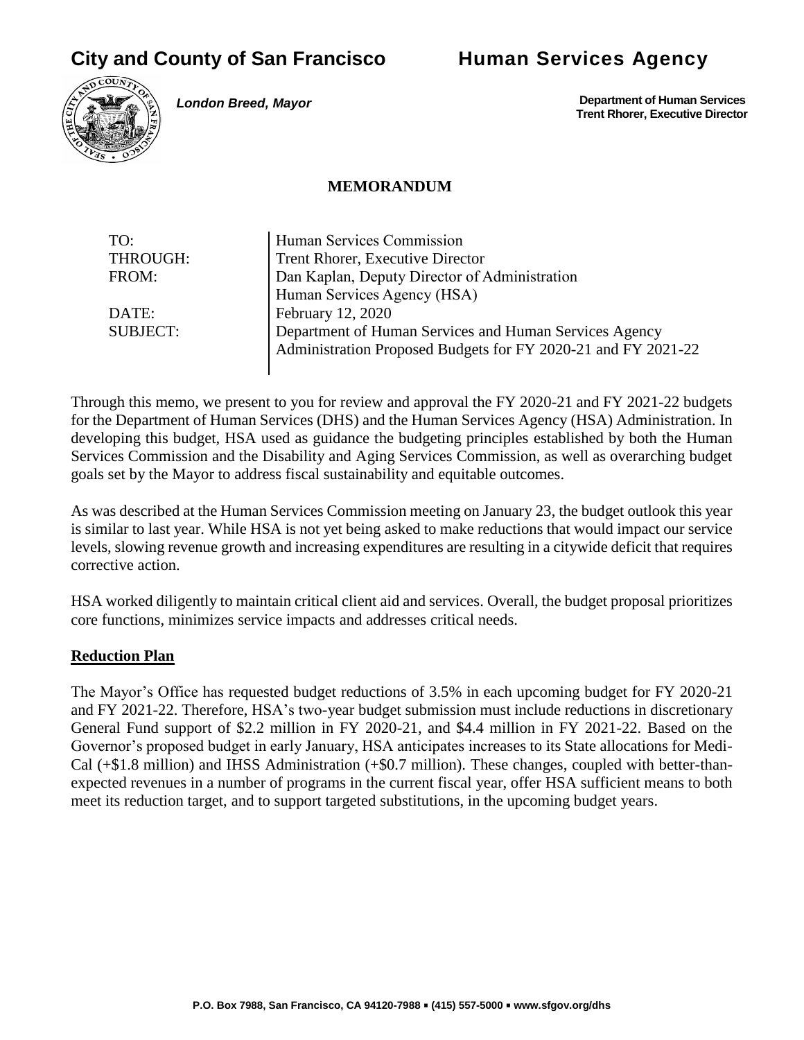# City and County of San Francisco Human Services Agency

***London Breed, Mayor***

**Department of Human Services**
**Trent Rhorer, Executive Director**

**MEMORANDUM**

| | |
|---|---|
| TO: | Human Services Commission |
| THROUGH: | Trent Rhorer, Executive Director |
| FROM: | Dan Kaplan, Deputy Director of Administration<br>Human Services Agency (HSA) |
| DATE: | February 12, 2020 |
| SUBJECT: | Department of Human Services and Human Services Agency Administration Proposed Budgets for FY 2020-21 and FY 2021-22 |

Through this memo, we present to you for review and approval the FY 2020-21 and FY 2021-22 budgets for the Department of Human Services (DHS) and the Human Services Agency (HSA) Administration. In developing this budget, HSA used as guidance the budgeting principles established by both the Human Services Commission and the Disability and Aging Services Commission, as well as overarching budget goals set by the Mayor to address fiscal sustainability and equitable outcomes.

As was described at the Human Services Commission meeting on January 23, the budget outlook this year is similar to last year. While HSA is not yet being asked to make reductions that would impact our service levels, slowing revenue growth and increasing expenditures are resulting in a citywide deficit that requires corrective action.

HSA worked diligently to maintain critical client aid and services. Overall, the budget proposal prioritizes core functions, minimizes service impacts and addresses critical needs.

## Reduction Plan

The Mayor's Office has requested budget reductions of 3.5% in each upcoming budget for FY 2020-21 and FY 2021-22. Therefore, HSA's two-year budget submission must include reductions in discretionary General Fund support of $2.2 million in FY 2020-21, and $4.4 million in FY 2021-22. Based on the Governor's proposed budget in early January, HSA anticipates increases to its State allocations for Medi-Cal (+$1.8 million) and IHSS Administration (+$0.7 million). These changes, coupled with better-than-expected revenues in a number of programs in the current fiscal year, offer HSA sufficient means to both meet its reduction target, and to support targeted substitutions, in the upcoming budget years.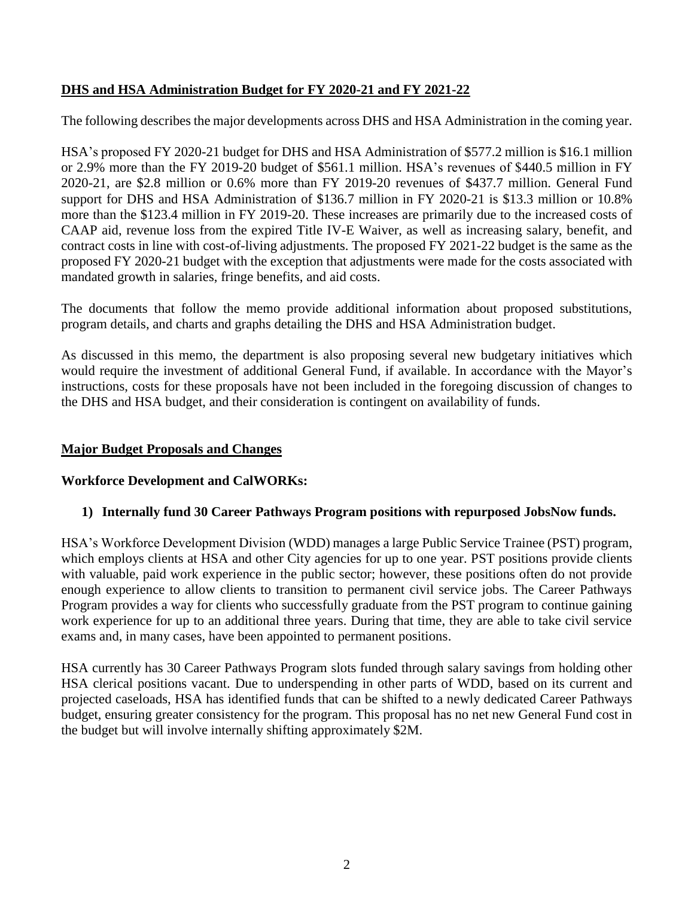## DHS and HSA Administration Budget for FY 2020-21 and FY 2021-22

The following describes the major developments across DHS and HSA Administration in the coming year.

HSA's proposed FY 2020-21 budget for DHS and HSA Administration of $577.2 million is $16.1 million or 2.9% more than the FY 2019-20 budget of $561.1 million. HSA's revenues of $440.5 million in FY 2020-21, are $2.8 million or 0.6% more than FY 2019-20 revenues of $437.7 million. General Fund support for DHS and HSA Administration of $136.7 million in FY 2020-21 is $13.3 million or 10.8% more than the $123.4 million in FY 2019-20. These increases are primarily due to the increased costs of CAAP aid, revenue loss from the expired Title IV-E Waiver, as well as increasing salary, benefit, and contract costs in line with cost-of-living adjustments. The proposed FY 2021-22 budget is the same as the proposed FY 2020-21 budget with the exception that adjustments were made for the costs associated with mandated growth in salaries, fringe benefits, and aid costs.

The documents that follow the memo provide additional information about proposed substitutions, program details, and charts and graphs detailing the DHS and HSA Administration budget.

As discussed in this memo, the department is also proposing several new budgetary initiatives which would require the investment of additional General Fund, if available. In accordance with the Mayor's instructions, costs for these proposals have not been included in the foregoing discussion of changes to the DHS and HSA budget, and their consideration is contingent on availability of funds.

## Major Budget Proposals and Changes

### Workforce Development and CalWORKs:

**1) Internally fund 30 Career Pathways Program positions with repurposed JobsNow funds.**

HSA's Workforce Development Division (WDD) manages a large Public Service Trainee (PST) program, which employs clients at HSA and other City agencies for up to one year. PST positions provide clients with valuable, paid work experience in the public sector; however, these positions often do not provide enough experience to allow clients to transition to permanent civil service jobs. The Career Pathways Program provides a way for clients who successfully graduate from the PST program to continue gaining work experience for up to an additional three years. During that time, they are able to take civil service exams and, in many cases, have been appointed to permanent positions.

HSA currently has 30 Career Pathways Program slots funded through salary savings from holding other HSA clerical positions vacant. Due to underspending in other parts of WDD, based on its current and projected caseloads, HSA has identified funds that can be shifted to a newly dedicated Career Pathways budget, ensuring greater consistency for the program. This proposal has no net new General Fund cost in the budget but will involve internally shifting approximately $2M.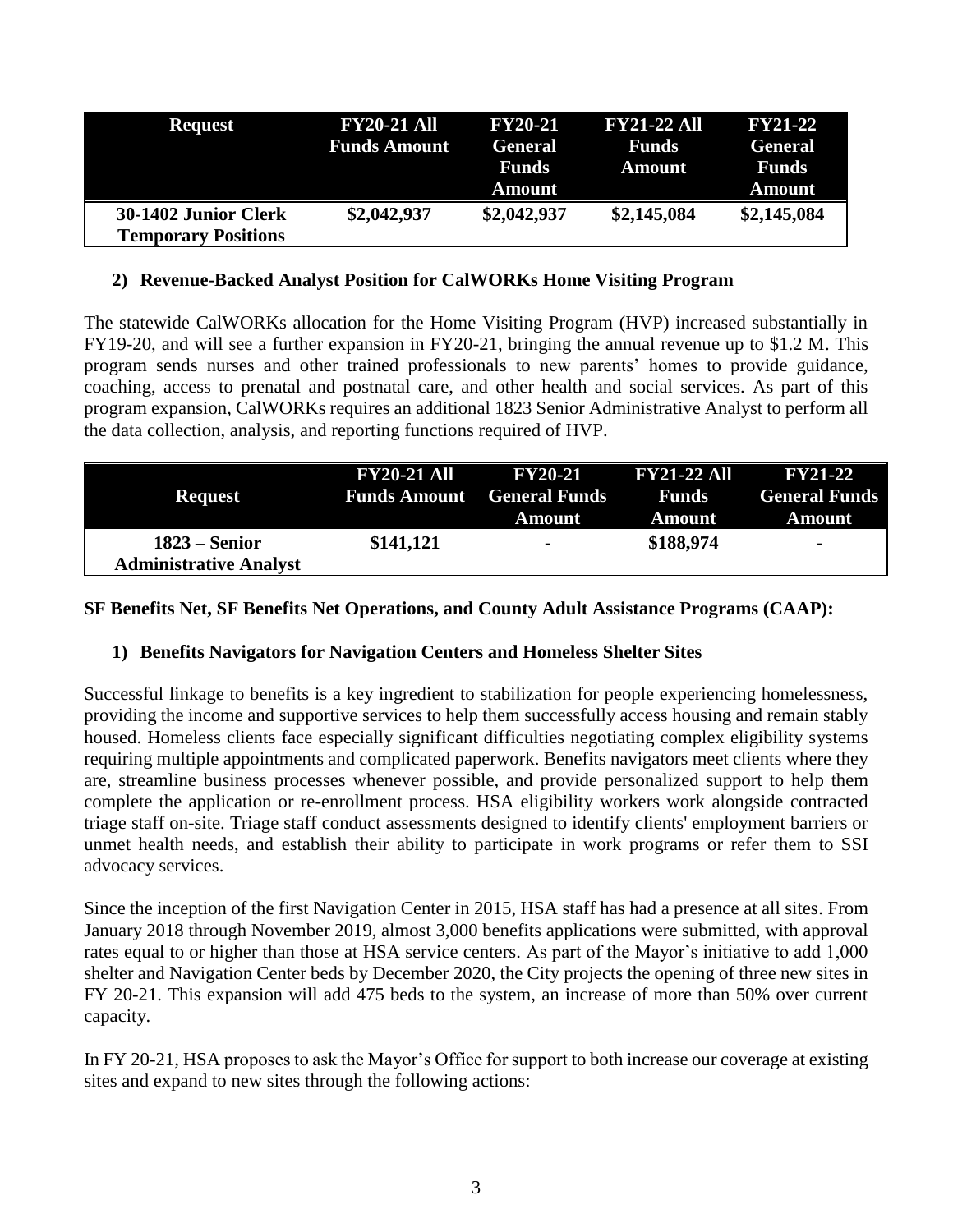| Request | FY20-21 All Funds Amount | FY20-21 General Funds Amount | FY21-22 All Funds Amount | FY21-22 General Funds Amount |
| --- | --- | --- | --- | --- |
| **30-1402 Junior Clerk Temporary Positions** | **$2,042,937** | **$2,042,937** | **$2,145,084** | **$2,145,084** |

2) **Revenue-Backed Analyst Position for CalWORKs Home Visiting Program**

The statewide CalWORKs allocation for the Home Visiting Program (HVP) increased substantially in FY19-20, and will see a further expansion in FY20-21, bringing the annual revenue up to $1.2 M. This program sends nurses and other trained professionals to new parents' homes to provide guidance, coaching, access to prenatal and postnatal care, and other health and social services. As part of this program expansion, CalWORKs requires an additional 1823 Senior Administrative Analyst to perform all the data collection, analysis, and reporting functions required of HVP.

| Request | FY20-21 All Funds Amount | FY20-21 General Funds Amount | FY21-22 All Funds Amount | FY21-22 General Funds Amount |
| --- | --- | --- | --- | --- |
| **1823 – Senior Administrative Analyst** | **$141,121** | **-** | **$188,974** | **-** |

**SF Benefits Net, SF Benefits Net Operations, and County Adult Assistance Programs (CAAP):**

1) **Benefits Navigators for Navigation Centers and Homeless Shelter Sites**

Successful linkage to benefits is a key ingredient to stabilization for people experiencing homelessness, providing the income and supportive services to help them successfully access housing and remain stably housed. Homeless clients face especially significant difficulties negotiating complex eligibility systems requiring multiple appointments and complicated paperwork. Benefits navigators meet clients where they are, streamline business processes whenever possible, and provide personalized support to help them complete the application or re-enrollment process. HSA eligibility workers work alongside contracted triage staff on-site. Triage staff conduct assessments designed to identify clients' employment barriers or unmet health needs, and establish their ability to participate in work programs or refer them to SSI advocacy services.

Since the inception of the first Navigation Center in 2015, HSA staff has had a presence at all sites. From January 2018 through November 2019, almost 3,000 benefits applications were submitted, with approval rates equal to or higher than those at HSA service centers. As part of the Mayor's initiative to add 1,000 shelter and Navigation Center beds by December 2020, the City projects the opening of three new sites in FY 20-21. This expansion will add 475 beds to the system, an increase of more than 50% over current capacity.

In FY 20-21, HSA proposes to ask the Mayor's Office for support to both increase our coverage at existing sites and expand to new sites through the following actions: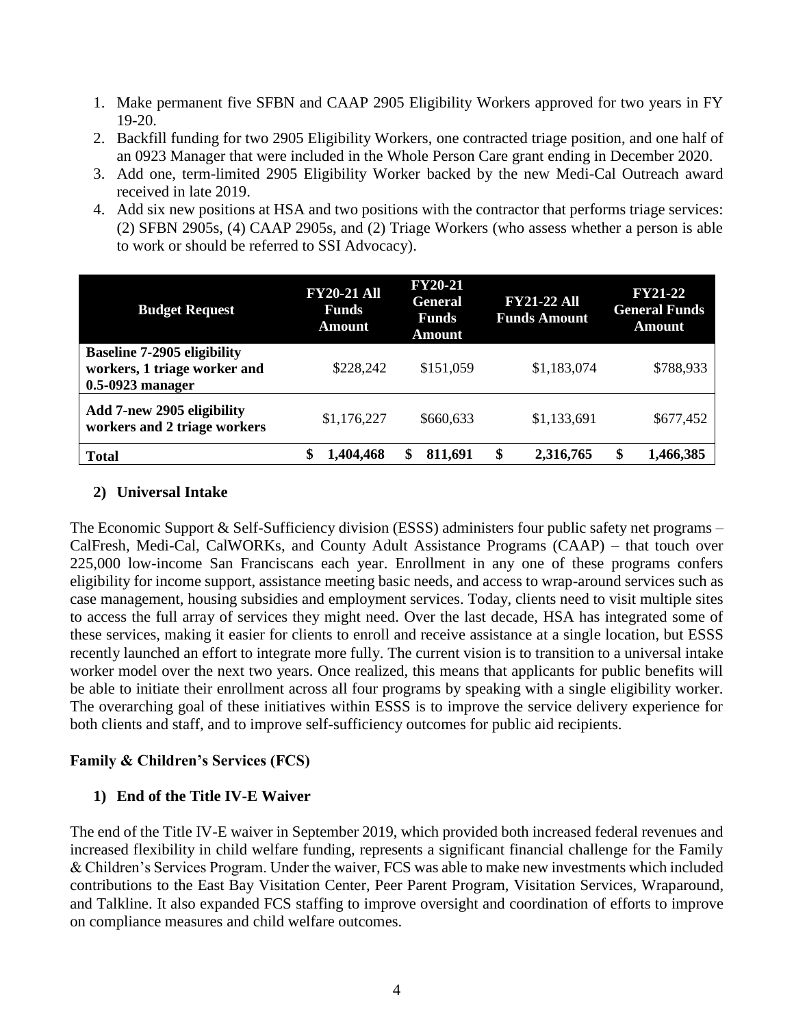1. Make permanent five SFBN and CAAP 2905 Eligibility Workers approved for two years in FY 19-20.
2. Backfill funding for two 2905 Eligibility Workers, one contracted triage position, and one half of an 0923 Manager that were included in the Whole Person Care grant ending in December 2020.
3. Add one, term-limited 2905 Eligibility Worker backed by the new Medi-Cal Outreach award received in late 2019.
4. Add six new positions at HSA and two positions with the contractor that performs triage services: (2) SFBN 2905s, (4) CAAP 2905s, and (2) Triage Workers (who assess whether a person is able to work or should be referred to SSI Advocacy).

| Budget Request | FY20-21 All Funds Amount | FY20-21 General Funds Amount | FY21-22 All Funds Amount | FY21-22 General Funds Amount |
|---|---|---|---|---|
| **Baseline 7-2905 eligibility workers, 1 triage worker and 0.5-0923 manager** | $228,242 | $151,059 | $1,183,074 | $788,933 |
| **Add 7-new 2905 eligibility workers and 2 triage workers** | $1,176,227 | $660,633 | $1,133,691 | $677,452 |
| **Total** | **$ 1,404,468** | **$ 811,691** | **$ 2,316,765** | **$ 1,466,385** |

### 2) Universal Intake

The Economic Support & Self-Sufficiency division (ESSS) administers four public safety net programs – CalFresh, Medi-Cal, CalWORKs, and County Adult Assistance Programs (CAAP) – that touch over 225,000 low-income San Franciscans each year. Enrollment in any one of these programs confers eligibility for income support, assistance meeting basic needs, and access to wrap-around services such as case management, housing subsidies and employment services. Today, clients need to visit multiple sites to access the full array of services they might need. Over the last decade, HSA has integrated some of these services, making it easier for clients to enroll and receive assistance at a single location, but ESSS recently launched an effort to integrate more fully. The current vision is to transition to a universal intake worker model over the next two years. Once realized, this means that applicants for public benefits will be able to initiate their enrollment across all four programs by speaking with a single eligibility worker. The overarching goal of these initiatives within ESSS is to improve the service delivery experience for both clients and staff, and to improve self-sufficiency outcomes for public aid recipients.

## Family & Children's Services (FCS)

### 1) End of the Title IV-E Waiver

The end of the Title IV-E waiver in September 2019, which provided both increased federal revenues and increased flexibility in child welfare funding, represents a significant financial challenge for the Family & Children's Services Program. Under the waiver, FCS was able to make new investments which included contributions to the East Bay Visitation Center, Peer Parent Program, Visitation Services, Wraparound, and Talkline. It also expanded FCS staffing to improve oversight and coordination of efforts to improve on compliance measures and child welfare outcomes.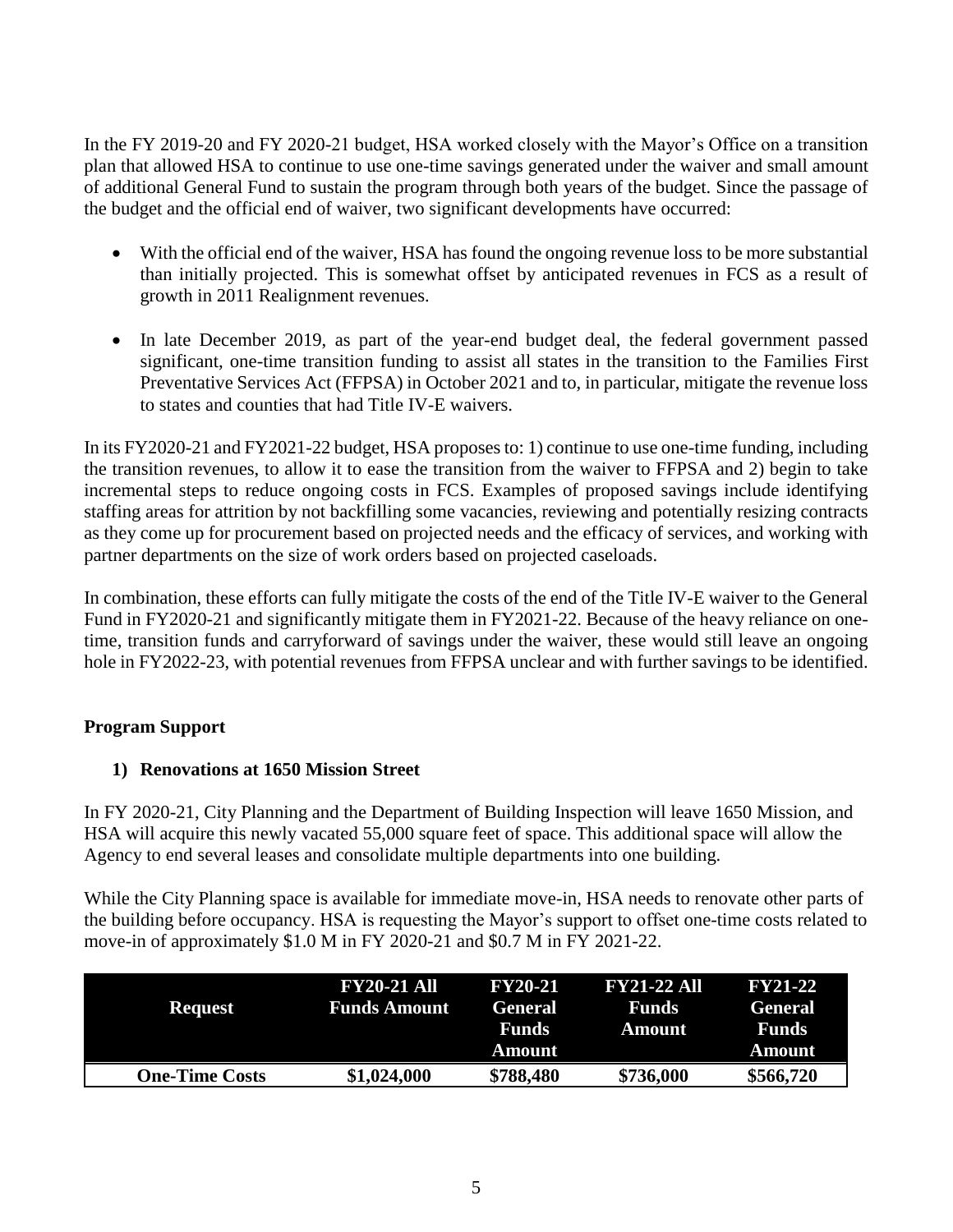In the FY 2019-20 and FY 2020-21 budget, HSA worked closely with the Mayor's Office on a transition plan that allowed HSA to continue to use one-time savings generated under the waiver and small amount of additional General Fund to sustain the program through both years of the budget. Since the passage of the budget and the official end of waiver, two significant developments have occurred:

- With the official end of the waiver, HSA has found the ongoing revenue loss to be more substantial than initially projected. This is somewhat offset by anticipated revenues in FCS as a result of growth in 2011 Realignment revenues.

- In late December 2019, as part of the year-end budget deal, the federal government passed significant, one-time transition funding to assist all states in the transition to the Families First Preventative Services Act (FFPSA) in October 2021 and to, in particular, mitigate the revenue loss to states and counties that had Title IV-E waivers.

In its FY2020-21 and FY2021-22 budget, HSA proposes to: 1) continue to use one-time funding, including the transition revenues, to allow it to ease the transition from the waiver to FFPSA and 2) begin to take incremental steps to reduce ongoing costs in FCS. Examples of proposed savings include identifying staffing areas for attrition by not backfilling some vacancies, reviewing and potentially resizing contracts as they come up for procurement based on projected needs and the efficacy of services, and working with partner departments on the size of work orders based on projected caseloads.

In combination, these efforts can fully mitigate the costs of the end of the Title IV-E waiver to the General Fund in FY2020-21 and significantly mitigate them in FY2021-22. Because of the heavy reliance on one-time, transition funds and carryforward of savings under the waiver, these would still leave an ongoing hole in FY2022-23, with potential revenues from FFPSA unclear and with further savings to be identified.

**Program Support**

**1) Renovations at 1650 Mission Street**

In FY 2020-21, City Planning and the Department of Building Inspection will leave 1650 Mission, and HSA will acquire this newly vacated 55,000 square feet of space. This additional space will allow the Agency to end several leases and consolidate multiple departments into one building.

While the City Planning space is available for immediate move-in, HSA needs to renovate other parts of the building before occupancy. HSA is requesting the Mayor's support to offset one-time costs related to move-in of approximately \$1.0 M in FY 2020-21 and \$0.7 M in FY 2021-22.

| Request | FY20-21 All Funds Amount | FY20-21 General Funds Amount | FY21-22 All Funds Amount | FY21-22 General Funds Amount |
|---|---|---|---|---|
| **One-Time Costs** | **\$1,024,000** | **\$788,480** | **\$736,000** | **\$566,720** |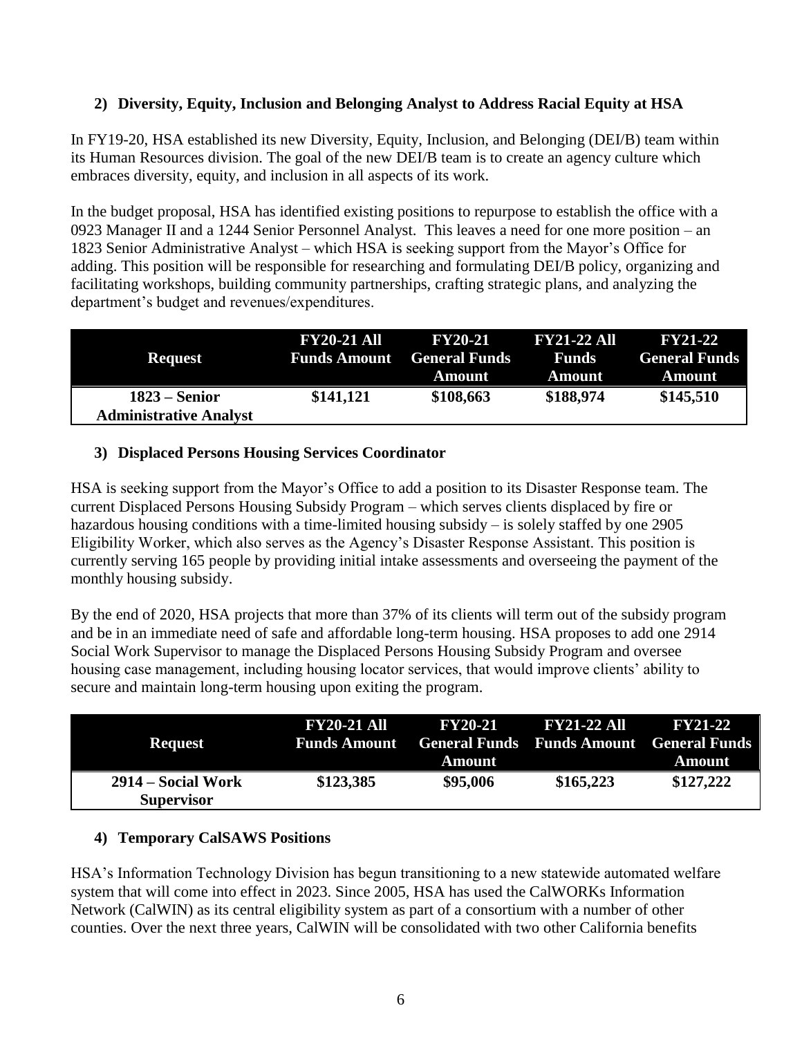### 2) Diversity, Equity, Inclusion and Belonging Analyst to Address Racial Equity at HSA

In FY19-20, HSA established its new Diversity, Equity, Inclusion, and Belonging (DEI/B) team within its Human Resources division. The goal of the new DEI/B team is to create an agency culture which embraces diversity, equity, and inclusion in all aspects of its work.

In the budget proposal, HSA has identified existing positions to repurpose to establish the office with a 0923 Manager II and a 1244 Senior Personnel Analyst. This leaves a need for one more position – an 1823 Senior Administrative Analyst – which HSA is seeking support from the Mayor's Office for adding. This position will be responsible for researching and formulating DEI/B policy, organizing and facilitating workshops, building community partnerships, crafting strategic plans, and analyzing the department's budget and revenues/expenditures.

| Request | FY20-21 All Funds Amount | FY20-21 General Funds Amount | FY21-22 All Funds Amount | FY21-22 General Funds Amount |
|---|---|---|---|---|
| **1823 – Senior Administrative Analyst** | **$141,121** | **$108,663** | **$188,974** | **$145,510** |

### 3) Displaced Persons Housing Services Coordinator

HSA is seeking support from the Mayor's Office to add a position to its Disaster Response team. The current Displaced Persons Housing Subsidy Program – which serves clients displaced by fire or hazardous housing conditions with a time-limited housing subsidy – is solely staffed by one 2905 Eligibility Worker, which also serves as the Agency's Disaster Response Assistant. This position is currently serving 165 people by providing initial intake assessments and overseeing the payment of the monthly housing subsidy.

By the end of 2020, HSA projects that more than 37% of its clients will term out of the subsidy program and be in an immediate need of safe and affordable long-term housing. HSA proposes to add one 2914 Social Work Supervisor to manage the Displaced Persons Housing Subsidy Program and oversee housing case management, including housing locator services, that would improve clients' ability to secure and maintain long-term housing upon exiting the program.

| Request | FY20-21 All Funds Amount | FY20-21 General Funds Amount | FY21-22 All Funds Amount | FY21-22 General Funds Amount |
|---|---|---|---|---|
| **2914 – Social Work Supervisor** | **$123,385** | **$95,006** | **$165,223** | **$127,222** |

### 4) Temporary CalSAWS Positions

HSA's Information Technology Division has begun transitioning to a new statewide automated welfare system that will come into effect in 2023. Since 2005, HSA has used the CalWORKs Information Network (CalWIN) as its central eligibility system as part of a consortium with a number of other counties. Over the next three years, CalWIN will be consolidated with two other California benefits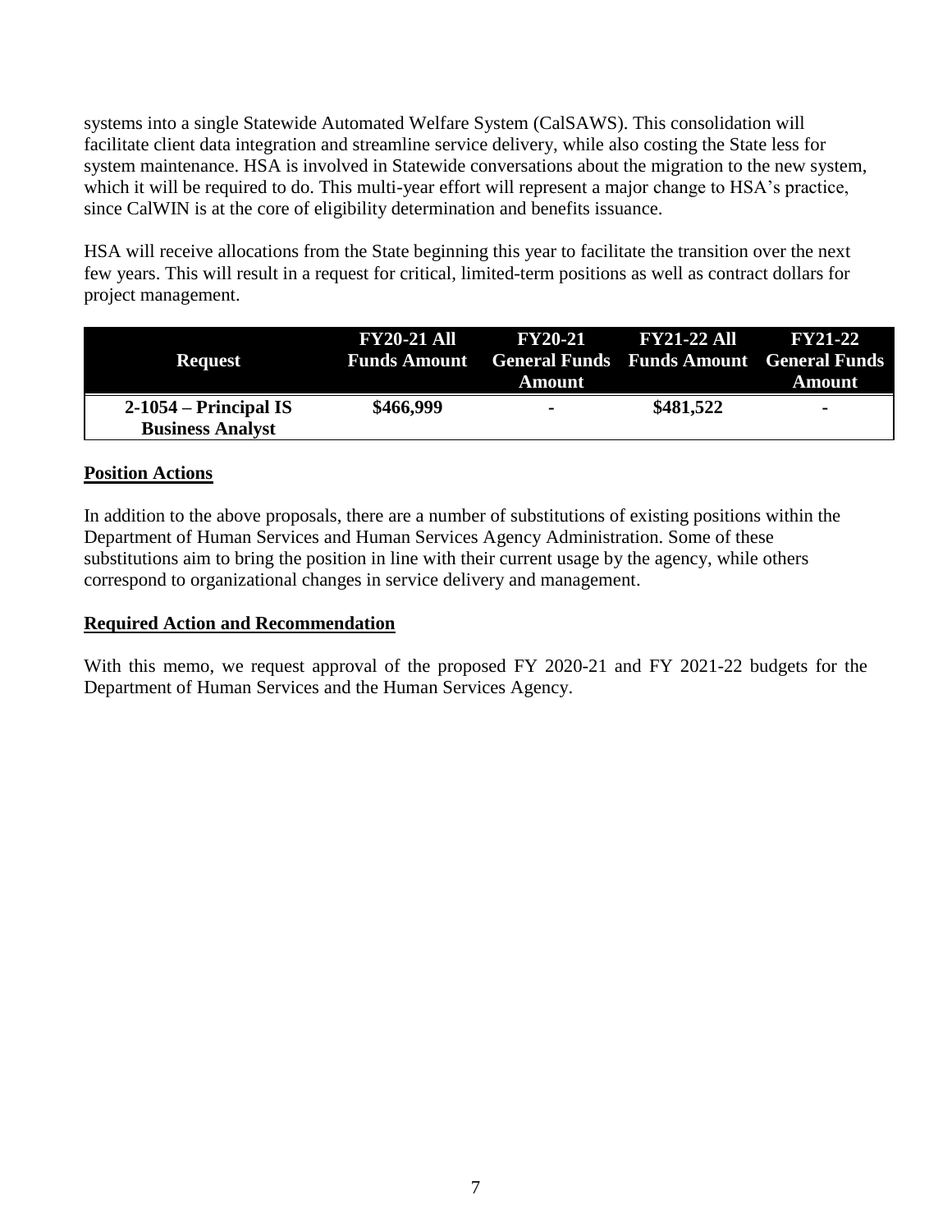systems into a single Statewide Automated Welfare System (CalSAWS). This consolidation will facilitate client data integration and streamline service delivery, while also costing the State less for system maintenance. HSA is involved in Statewide conversations about the migration to the new system, which it will be required to do. This multi-year effort will represent a major change to HSA's practice, since CalWIN is at the core of eligibility determination and benefits issuance.

HSA will receive allocations from the State beginning this year to facilitate the transition over the next few years. This will result in a request for critical, limited-term positions as well as contract dollars for project management.

| Request | FY20-21 All Funds Amount | FY20-21 General Funds Amount | FY21-22 All Funds Amount | FY21-22 General Funds Amount |
|---|---|---|---|---|
| **2-1054 – Principal IS Business Analyst** | **\$466,999** | **-** | **\$481,522** | **-** |

## Position Actions

In addition to the above proposals, there are a number of substitutions of existing positions within the Department of Human Services and Human Services Agency Administration. Some of these substitutions aim to bring the position in line with their current usage by the agency, while others correspond to organizational changes in service delivery and management.

## Required Action and Recommendation

With this memo, we request approval of the proposed FY 2020-21 and FY 2021-22 budgets for the Department of Human Services and the Human Services Agency.